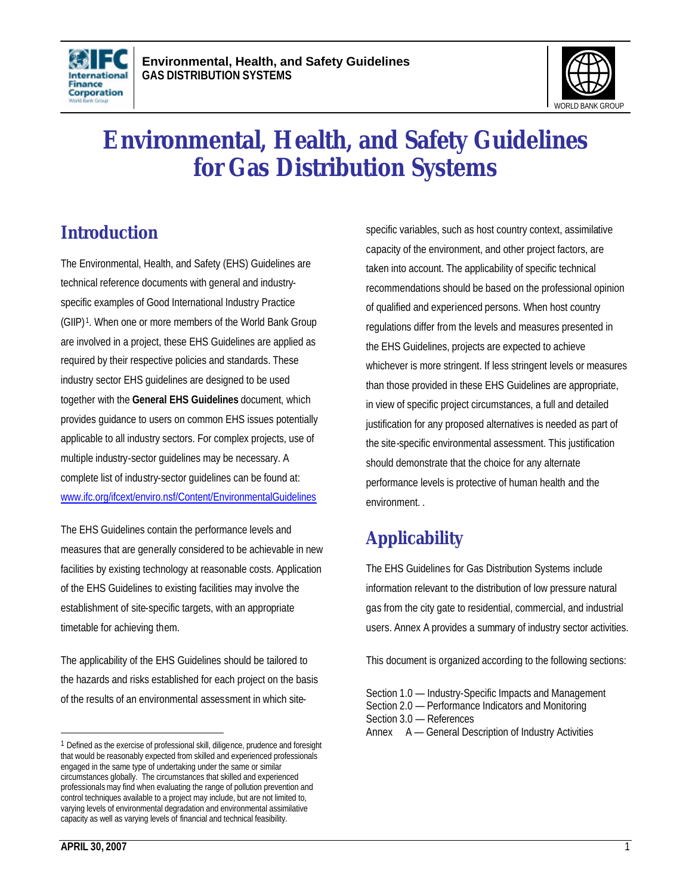# Environmental, Health, and Safety Guidelines for Gas Distribution Systems

## Introduction

The Environmental, Health, and Safety (EHS) Guidelines are technical reference documents with general and industry-specific examples of Good International Industry Practice (GIIP)[1]. When one or more members of the World Bank Group are involved in a project, these EHS Guidelines are applied as required by their respective policies and standards. These industry sector EHS guidelines are designed to be used together with the **General EHS Guidelines** document, which provides guidance to users on common EHS issues potentially applicable to all industry sectors. For complex projects, use of multiple industry-sector guidelines may be necessary. A complete list of industry-sector guidelines can be found at: www.ifc.org/ifcext/enviro.nsf/Content/EnvironmentalGuidelines

The EHS Guidelines contain the performance levels and measures that are generally considered to be achievable in new facilities by existing technology at reasonable costs. Application of the EHS Guidelines to existing facilities may involve the establishment of site-specific targets, with an appropriate timetable for achieving them.

The applicability of the EHS Guidelines should be tailored to the hazards and risks established for each project on the basis of the results of an environmental assessment in which site-specific variables, such as host country context, assimilative capacity of the environment, and other project factors, are taken into account. The applicability of specific technical recommendations should be based on the professional opinion of qualified and experienced persons. When host country regulations differ from the levels and measures presented in the EHS Guidelines, projects are expected to achieve whichever is more stringent. If less stringent levels or measures than those provided in these EHS Guidelines are appropriate, in view of specific project circumstances, a full and detailed justification for any proposed alternatives is needed as part of the site-specific environmental assessment. This justification should demonstrate that the choice for any alternate performance levels is protective of human health and the environment. .

## Applicability

The EHS Guidelines for Gas Distribution Systems include information relevant to the distribution of low pressure natural gas from the city gate to residential, commercial, and industrial users. Annex A provides a summary of industry sector activities.

This document is organized according to the following sections:

Section 1.0 — Industry-Specific Impacts and Management
Section 2.0 — Performance Indicators and Monitoring
Section 3.0 — References
Annex A — General Description of Industry Activities

---

[1] Defined as the exercise of professional skill, diligence, prudence and foresight that would be reasonably expected from skilled and experienced professionals engaged in the same type of undertaking under the same or similar circumstances globally. The circumstances that skilled and experienced professionals may find when evaluating the range of pollution prevention and control techniques available to a project may include, but are not limited to, varying levels of environmental degradation and environmental assimilative capacity as well as varying levels of financial and technical feasibility.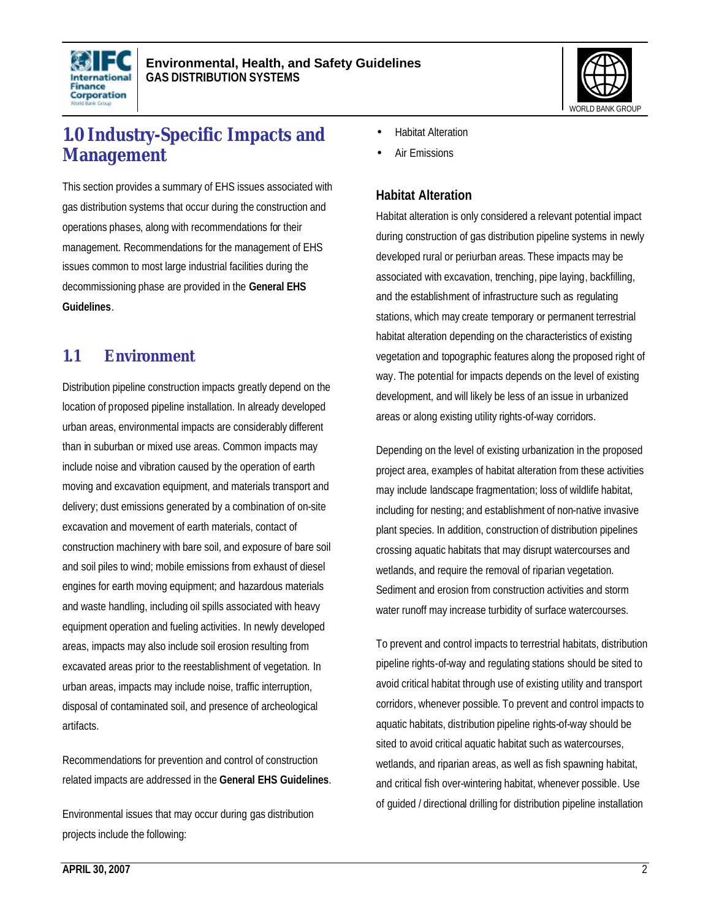# 1.0 Industry-Specific Impacts and Management

This section provides a summary of EHS issues associated with gas distribution systems that occur during the construction and operations phases, along with recommendations for their management. Recommendations for the management of EHS issues common to most large industrial facilities during the decommissioning phase are provided in the **General EHS Guidelines**.

## 1.1 Environment

Distribution pipeline construction impacts greatly depend on the location of proposed pipeline installation. In already developed urban areas, environmental impacts are considerably different than in suburban or mixed use areas. Common impacts may include noise and vibration caused by the operation of earth moving and excavation equipment, and materials transport and delivery; dust emissions generated by a combination of on-site excavation and movement of earth materials, contact of construction machinery with bare soil, and exposure of bare soil and soil piles to wind; mobile emissions from exhaust of diesel engines for earth moving equipment; and hazardous materials and waste handling, including oil spills associated with heavy equipment operation and fueling activities. In newly developed areas, impacts may also include soil erosion resulting from excavated areas prior to the reestablishment of vegetation. In urban areas, impacts may include noise, traffic interruption, disposal of contaminated soil, and presence of archeological artifacts.

Recommendations for prevention and control of construction related impacts are addressed in the **General EHS Guidelines**.

Environmental issues that may occur during gas distribution projects include the following:

- Habitat Alteration
- Air Emissions

### Habitat Alteration

Habitat alteration is only considered a relevant potential impact during construction of gas distribution pipeline systems in newly developed rural or periurban areas. These impacts may be associated with excavation, trenching, pipe laying, backfilling, and the establishment of infrastructure such as regulating stations, which may create temporary or permanent terrestrial habitat alteration depending on the characteristics of existing vegetation and topographic features along the proposed right of way. The potential for impacts depends on the level of existing development, and will likely be less of an issue in urbanized areas or along existing utility rights-of-way corridors.

Depending on the level of existing urbanization in the proposed project area, examples of habitat alteration from these activities may include landscape fragmentation; loss of wildlife habitat, including for nesting; and establishment of non-native invasive plant species. In addition, construction of distribution pipelines crossing aquatic habitats that may disrupt watercourses and wetlands, and require the removal of riparian vegetation. Sediment and erosion from construction activities and storm water runoff may increase turbidity of surface watercourses.

To prevent and control impacts to terrestrial habitats, distribution pipeline rights-of-way and regulating stations should be sited to avoid critical habitat through use of existing utility and transport corridors, whenever possible. To prevent and control impacts to aquatic habitats, distribution pipeline rights-of-way should be sited to avoid critical aquatic habitat such as watercourses, wetlands, and riparian areas, as well as fish spawning habitat, and critical fish over-wintering habitat, whenever possible. Use of guided / directional drilling for distribution pipeline installation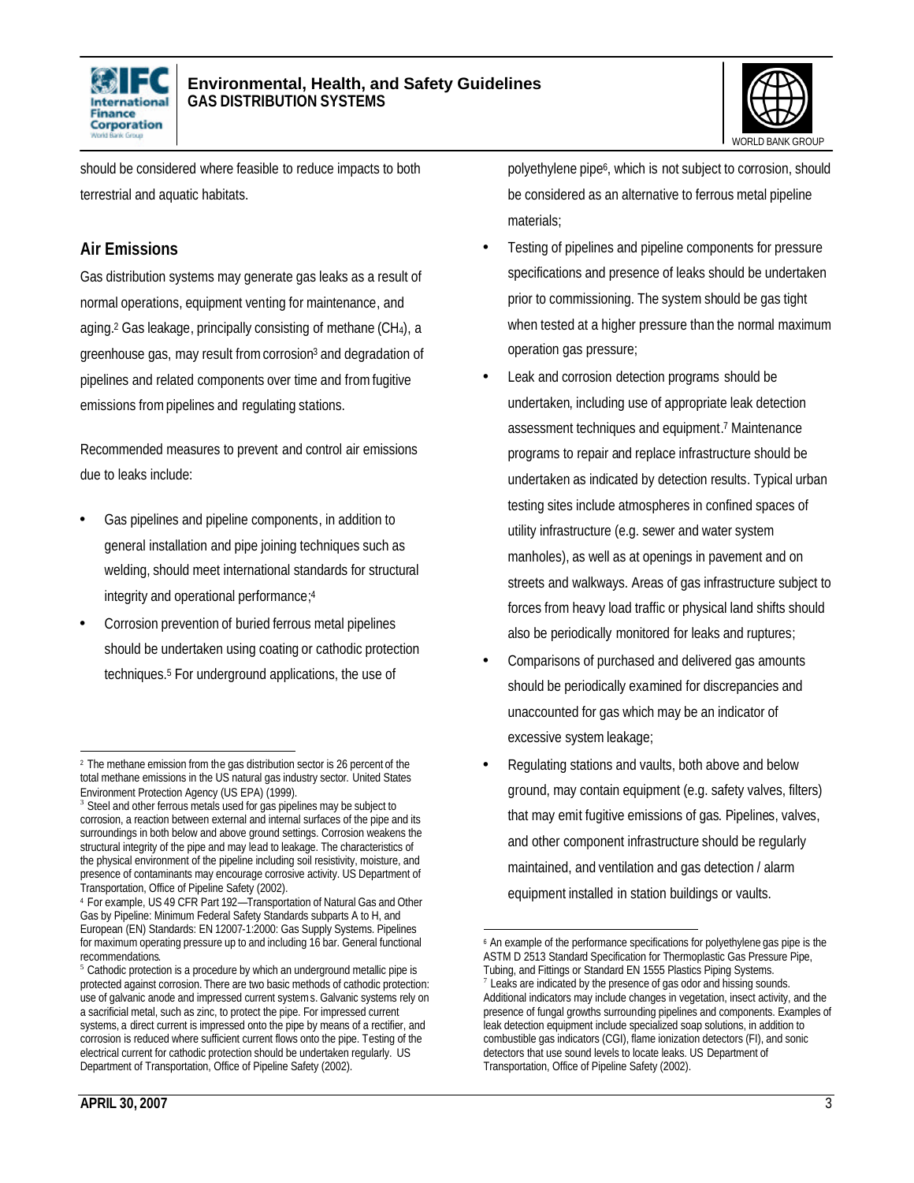should be considered where feasible to reduce impacts to both terrestrial and aquatic habitats.

## Air Emissions

Gas distribution systems may generate gas leaks as a result of normal operations, equipment venting for maintenance, and aging.[2] Gas leakage, principally consisting of methane ($CH_4$), a greenhouse gas, may result from corrosion[3] and degradation of pipelines and related components over time and from fugitive emissions from pipelines and regulating stations.

Recommended measures to prevent and control air emissions due to leaks include:

- Gas pipelines and pipeline components, in addition to general installation and pipe joining techniques such as welding, should meet international standards for structural integrity and operational performance;[4]
- Corrosion prevention of buried ferrous metal pipelines should be undertaken using coating or cathodic protection techniques.[5] For underground applications, the use of polyethylene pipe[6], which is not subject to corrosion, should be considered as an alternative to ferrous metal pipeline materials;
- Testing of pipelines and pipeline components for pressure specifications and presence of leaks should be undertaken prior to commissioning. The system should be gas tight when tested at a higher pressure than the normal maximum operation gas pressure;
- Leak and corrosion detection programs should be undertaken, including use of appropriate leak detection assessment techniques and equipment.[7] Maintenance programs to repair and replace infrastructure should be undertaken as indicated by detection results. Typical urban testing sites include atmospheres in confined spaces of utility infrastructure (e.g. sewer and water system manholes), as well as at openings in pavement and on streets and walkways. Areas of gas infrastructure subject to forces from heavy load traffic or physical land shifts should also be periodically monitored for leaks and ruptures;
- Comparisons of purchased and delivered gas amounts should be periodically examined for discrepancies and unaccounted for gas which may be an indicator of excessive system leakage;
- Regulating stations and vaults, both above and below ground, may contain equipment (e.g. safety valves, filters) that may emit fugitive emissions of gas. Pipelines, valves, and other component infrastructure should be regularly maintained, and ventilation and gas detection / alarm equipment installed in station buildings or vaults.

---

[2] The methane emission from the gas distribution sector is 26 percent of the total methane emissions in the US natural gas industry sector. United States Environment Protection Agency (US EPA) (1999).

[3] Steel and other ferrous metals used for gas pipelines may be subject to corrosion, a reaction between external and internal surfaces of the pipe and its surroundings in both below and above ground settings. Corrosion weakens the structural integrity of the pipe and may lead to leakage. The characteristics of the physical environment of the pipeline including soil resistivity, moisture, and presence of contaminants may encourage corrosive activity. US Department of Transportation, Office of Pipeline Safety (2002).

[4] For example, US 49 CFR Part 192—Transportation of Natural Gas and Other Gas by Pipeline: Minimum Federal Safety Standards subparts A to H, and European (EN) Standards: EN 12007-1:2000: Gas Supply Systems. Pipelines for maximum operating pressure up to and including 16 bar. General functional recommendations.

[5] Cathodic protection is a procedure by which an underground metallic pipe is protected against corrosion. There are two basic methods of cathodic protection: use of galvanic anode and impressed current systems. Galvanic systems rely on a sacrificial metal, such as zinc, to protect the pipe. For impressed current systems, a direct current is impressed onto the pipe by means of a rectifier, and corrosion is reduced where sufficient current flows onto the pipe. Testing of the electrical current for cathodic protection should be undertaken regularly. US Department of Transportation, Office of Pipeline Safety (2002).

[6] An example of the performance specifications for polyethylene gas pipe is the ASTM D 2513 Standard Specification for Thermoplastic Gas Pressure Pipe, Tubing, and Fittings or Standard EN 1555 Plastics Piping Systems.

[7] Leaks are indicated by the presence of gas odor and hissing sounds. Additional indicators may include changes in vegetation, insect activity, and the presence of fungal growths surrounding pipelines and components. Examples of leak detection equipment include specialized soap solutions, in addition to combustible gas indicators (CGI), flame ionization detectors (FI), and sonic detectors that use sound levels to locate leaks. US Department of Transportation, Office of Pipeline Safety (2002).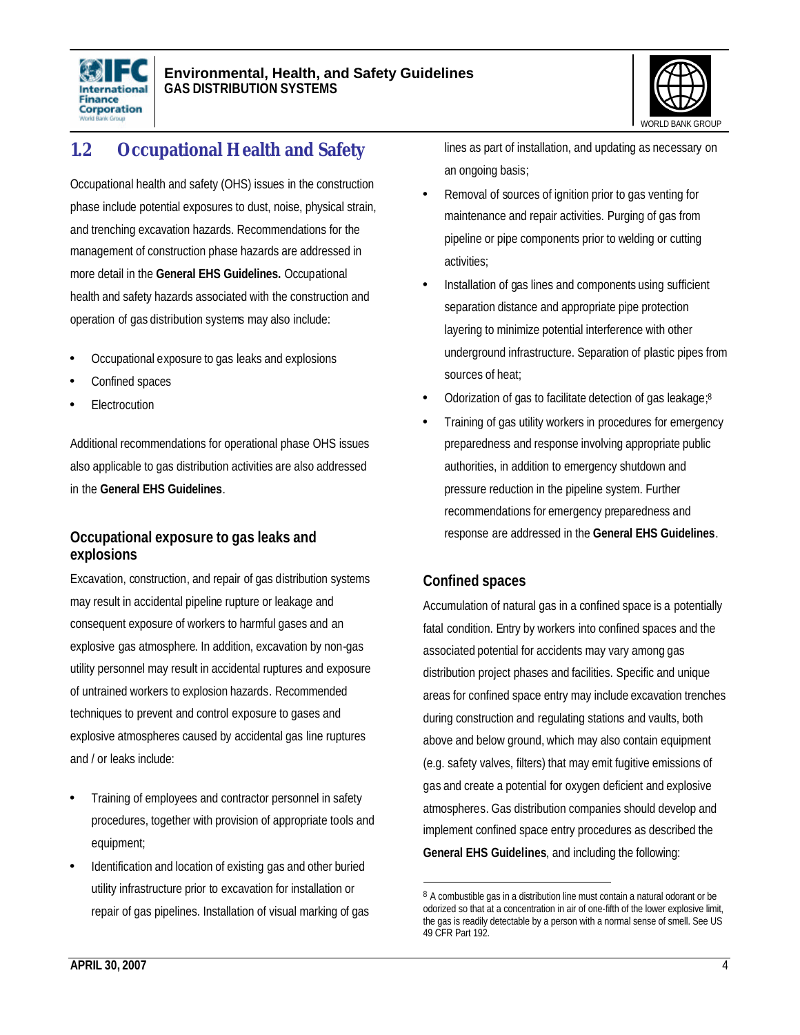## 1.2 Occupational Health and Safety

Occupational health and safety (OHS) issues in the construction phase include potential exposures to dust, noise, physical strain, and trenching excavation hazards. Recommendations for the management of construction phase hazards are addressed in more detail in the **General EHS Guidelines.** Occupational health and safety hazards associated with the construction and operation of gas distribution systems may also include:

- Occupational exposure to gas leaks and explosions
- Confined spaces
- Electrocution

Additional recommendations for operational phase OHS issues also applicable to gas distribution activities are also addressed in the **General EHS Guidelines**.

### Occupational exposure to gas leaks and explosions

Excavation, construction, and repair of gas distribution systems may result in accidental pipeline rupture or leakage and consequent exposure of workers to harmful gases and an explosive gas atmosphere. In addition, excavation by non-gas utility personnel may result in accidental ruptures and exposure of untrained workers to explosion hazards. Recommended techniques to prevent and control exposure to gases and explosive atmospheres caused by accidental gas line ruptures and / or leaks include:

- Training of employees and contractor personnel in safety procedures, together with provision of appropriate tools and equipment;
- Identification and location of existing gas and other buried utility infrastructure prior to excavation for installation or repair of gas pipelines. Installation of visual marking of gas lines as part of installation, and updating as necessary on an ongoing basis;
- Removal of sources of ignition prior to gas venting for maintenance and repair activities. Purging of gas from pipeline or pipe components prior to welding or cutting activities;
- Installation of gas lines and components using sufficient separation distance and appropriate pipe protection layering to minimize potential interference with other underground infrastructure. Separation of plastic pipes from sources of heat;
- Odorization of gas to facilitate detection of gas leakage;[8]
- Training of gas utility workers in procedures for emergency preparedness and response involving appropriate public authorities, in addition to emergency shutdown and pressure reduction in the pipeline system. Further recommendations for emergency preparedness and response are addressed in the **General EHS Guidelines**.

### Confined spaces

Accumulation of natural gas in a confined space is a potentially fatal condition. Entry by workers into confined spaces and the associated potential for accidents may vary among gas distribution project phases and facilities. Specific and unique areas for confined space entry may include excavation trenches during construction and regulating stations and vaults, both above and below ground, which may also contain equipment (e.g. safety valves, filters) that may emit fugitive emissions of gas and create a potential for oxygen deficient and explosive atmospheres. Gas distribution companies should develop and implement confined space entry procedures as described the **General EHS Guidelines**, and including the following:

---

[8] A combustible gas in a distribution line must contain a natural odorant or be odorized so that at a concentration in air of one-fifth of the lower explosive limit, the gas is readily detectable by a person with a normal sense of smell. See US 49 CFR Part 192.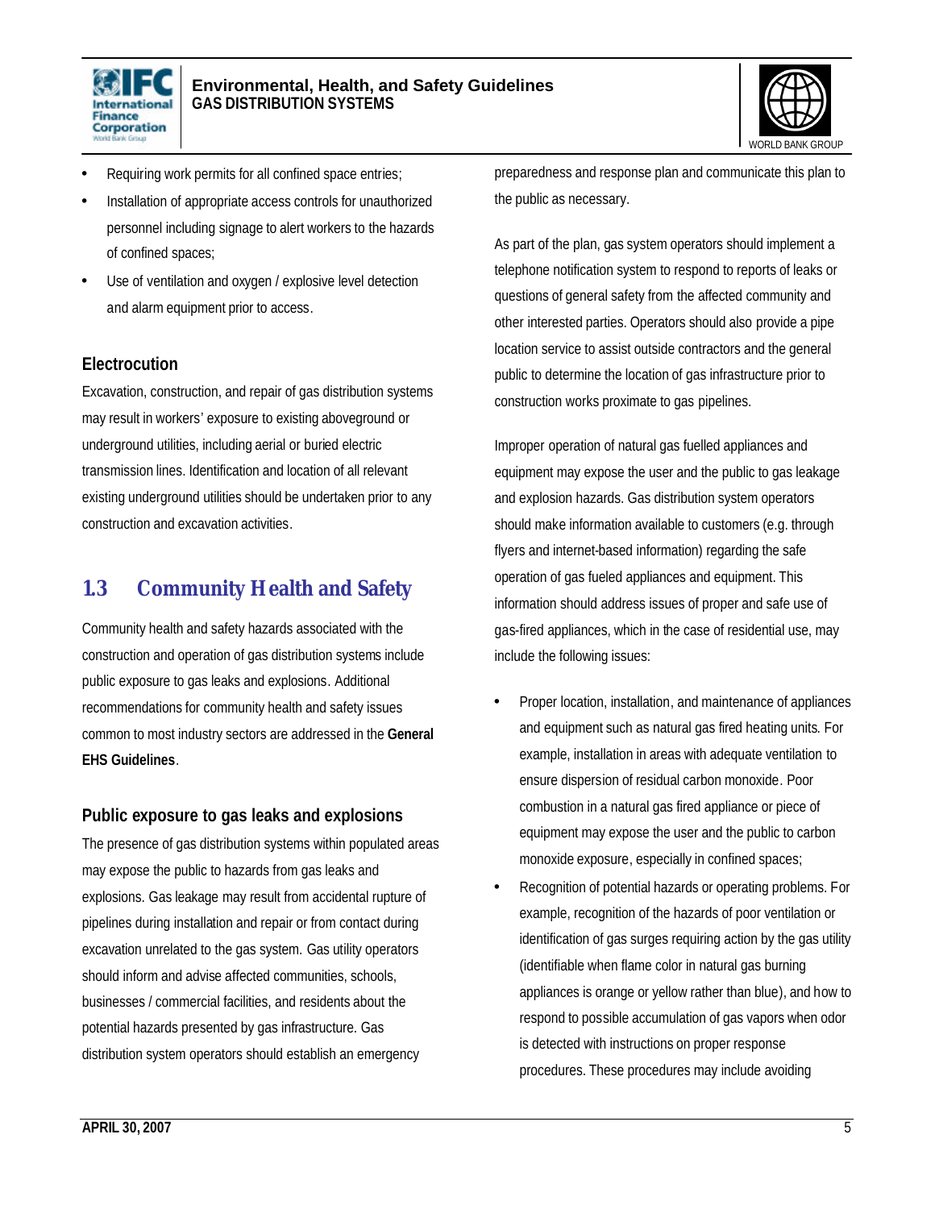- Requiring work permits for all confined space entries;
- Installation of appropriate access controls for unauthorized personnel including signage to alert workers to the hazards of confined spaces;
- Use of ventilation and oxygen / explosive level detection and alarm equipment prior to access.

### Electrocution

Excavation, construction, and repair of gas distribution systems may result in workers' exposure to existing aboveground or underground utilities, including aerial or buried electric transmission lines. Identification and location of all relevant existing underground utilities should be undertaken prior to any construction and excavation activities.

## 1.3 Community Health and Safety

Community health and safety hazards associated with the construction and operation of gas distribution systems include public exposure to gas leaks and explosions. Additional recommendations for community health and safety issues common to most industry sectors are addressed in the **General EHS Guidelines**.

### Public exposure to gas leaks and explosions

The presence of gas distribution systems within populated areas may expose the public to hazards from gas leaks and explosions. Gas leakage may result from accidental rupture of pipelines during installation and repair or from contact during excavation unrelated to the gas system. Gas utility operators should inform and advise affected communities, schools, businesses / commercial facilities, and residents about the potential hazards presented by gas infrastructure. Gas distribution system operators should establish an emergency preparedness and response plan and communicate this plan to the public as necessary.

As part of the plan, gas system operators should implement a telephone notification system to respond to reports of leaks or questions of general safety from the affected community and other interested parties. Operators should also provide a pipe location service to assist outside contractors and the general public to determine the location of gas infrastructure prior to construction works proximate to gas pipelines.

Improper operation of natural gas fuelled appliances and equipment may expose the user and the public to gas leakage and explosion hazards. Gas distribution system operators should make information available to customers (e.g. through flyers and internet-based information) regarding the safe operation of gas fueled appliances and equipment. This information should address issues of proper and safe use of gas-fired appliances, which in the case of residential use, may include the following issues:

- Proper location, installation, and maintenance of appliances and equipment such as natural gas fired heating units. For example, installation in areas with adequate ventilation to ensure dispersion of residual carbon monoxide. Poor combustion in a natural gas fired appliance or piece of equipment may expose the user and the public to carbon monoxide exposure, especially in confined spaces;
- Recognition of potential hazards or operating problems. For example, recognition of the hazards of poor ventilation or identification of gas surges requiring action by the gas utility (identifiable when flame color in natural gas burning appliances is orange or yellow rather than blue), and how to respond to possible accumulation of gas vapors when odor is detected with instructions on proper response procedures. These procedures may include avoiding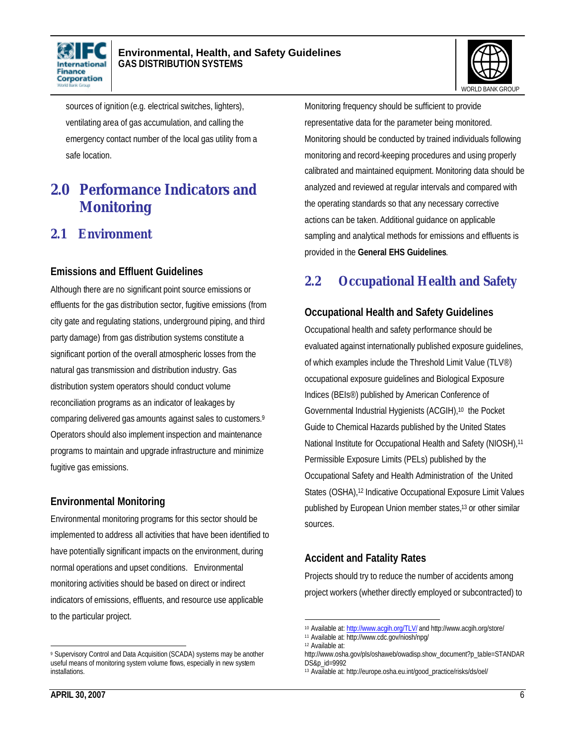sources of ignition (e.g. electrical switches, lighters), ventilating area of gas accumulation, and calling the emergency contact number of the local gas utility from a safe location.

# 2.0 Performance Indicators and Monitoring

## 2.1 Environment

### Emissions and Effluent Guidelines

Although there are no significant point source emissions or effluents for the gas distribution sector, fugitive emissions (from city gate and regulating stations, underground piping, and third party damage) from gas distribution systems constitute a significant portion of the overall atmospheric losses from the natural gas transmission and distribution industry. Gas distribution system operators should conduct volume reconciliation programs as an indicator of leakages by comparing delivered gas amounts against sales to customers.[9] Operators should also implement inspection and maintenance programs to maintain and upgrade infrastructure and minimize fugitive gas emissions.

### Environmental Monitoring

Environmental monitoring programs for this sector should be implemented to address all activities that have been identified to have potentially significant impacts on the environment, during normal operations and upset conditions. Environmental monitoring activities should be based on direct or indirect indicators of emissions, effluents, and resource use applicable to the particular project.

Monitoring frequency should be sufficient to provide representative data for the parameter being monitored. Monitoring should be conducted by trained individuals following monitoring and record-keeping procedures and using properly calibrated and maintained equipment. Monitoring data should be analyzed and reviewed at regular intervals and compared with the operating standards so that any necessary corrective actions can be taken. Additional guidance on applicable sampling and analytical methods for emissions and effluents is provided in the **General EHS Guidelines**.

## 2.2 Occupational Health and Safety

### Occupational Health and Safety Guidelines

Occupational health and safety performance should be evaluated against internationally published exposure guidelines, of which examples include the Threshold Limit Value (TLV®) occupational exposure guidelines and Biological Exposure Indices (BEIs®) published by American Conference of Governmental Industrial Hygienists (ACGIH),[10] the Pocket Guide to Chemical Hazards published by the United States National Institute for Occupational Health and Safety (NIOSH),[11] Permissible Exposure Limits (PELs) published by the Occupational Safety and Health Administration of the United States (OSHA),[12] Indicative Occupational Exposure Limit Values published by European Union member states,[13] or other similar sources.

### Accident and Fatality Rates

Projects should try to reduce the number of accidents among project workers (whether directly employed or subcontracted) to

---

[9] Supervisory Control and Data Acquisition (SCADA) systems may be another useful means of monitoring system volume flows, especially in new system installations.

[10] Available at: http://www.acgih.org/TLV/ and http://www.acgih.org/store/

[11] Available at: http://www.cdc.gov/niosh/npg/

[12] Available at: http://www.osha.gov/pls/oshaweb/owadisp.show_document?p_table=STANDARDS&p_id=9992

[13] Available at: http://europe.osha.eu.int/good_practice/risks/ds/oel/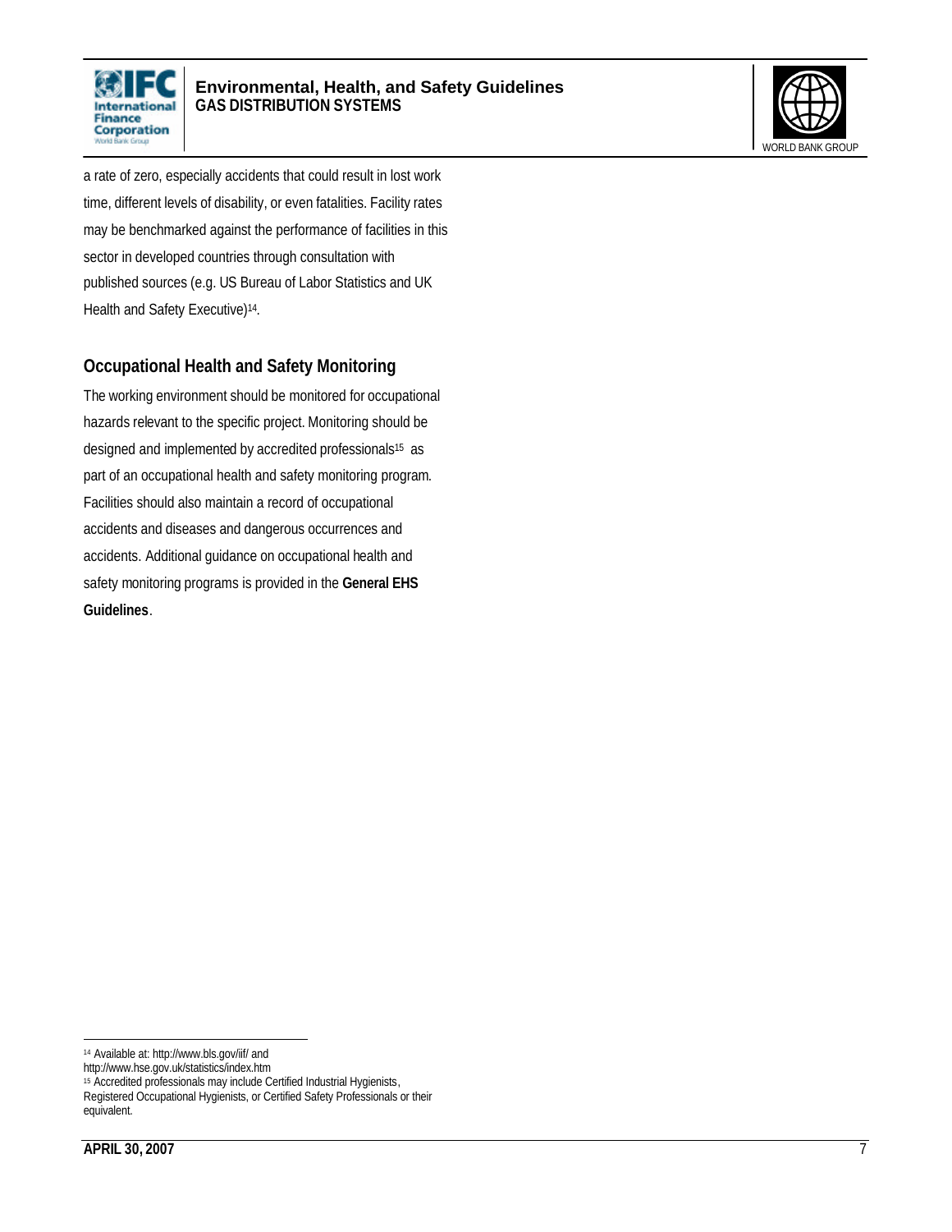a rate of zero, especially accidents that could result in lost work time, different levels of disability, or even fatalities. Facility rates may be benchmarked against the performance of facilities in this sector in developed countries through consultation with published sources (e.g. US Bureau of Labor Statistics and UK Health and Safety Executive)[14].

## Occupational Health and Safety Monitoring

The working environment should be monitored for occupational hazards relevant to the specific project. Monitoring should be designed and implemented by accredited professionals[15] as part of an occupational health and safety monitoring program. Facilities should also maintain a record of occupational accidents and diseases and dangerous occurrences and accidents. Additional guidance on occupational health and safety monitoring programs is provided in the **General EHS Guidelines**.

---

[14] Available at: http://www.bls.gov/iif/ and http://www.hse.gov.uk/statistics/index.htm

[15] Accredited professionals may include Certified Industrial Hygienists, Registered Occupational Hygienists, or Certified Safety Professionals or their equivalent.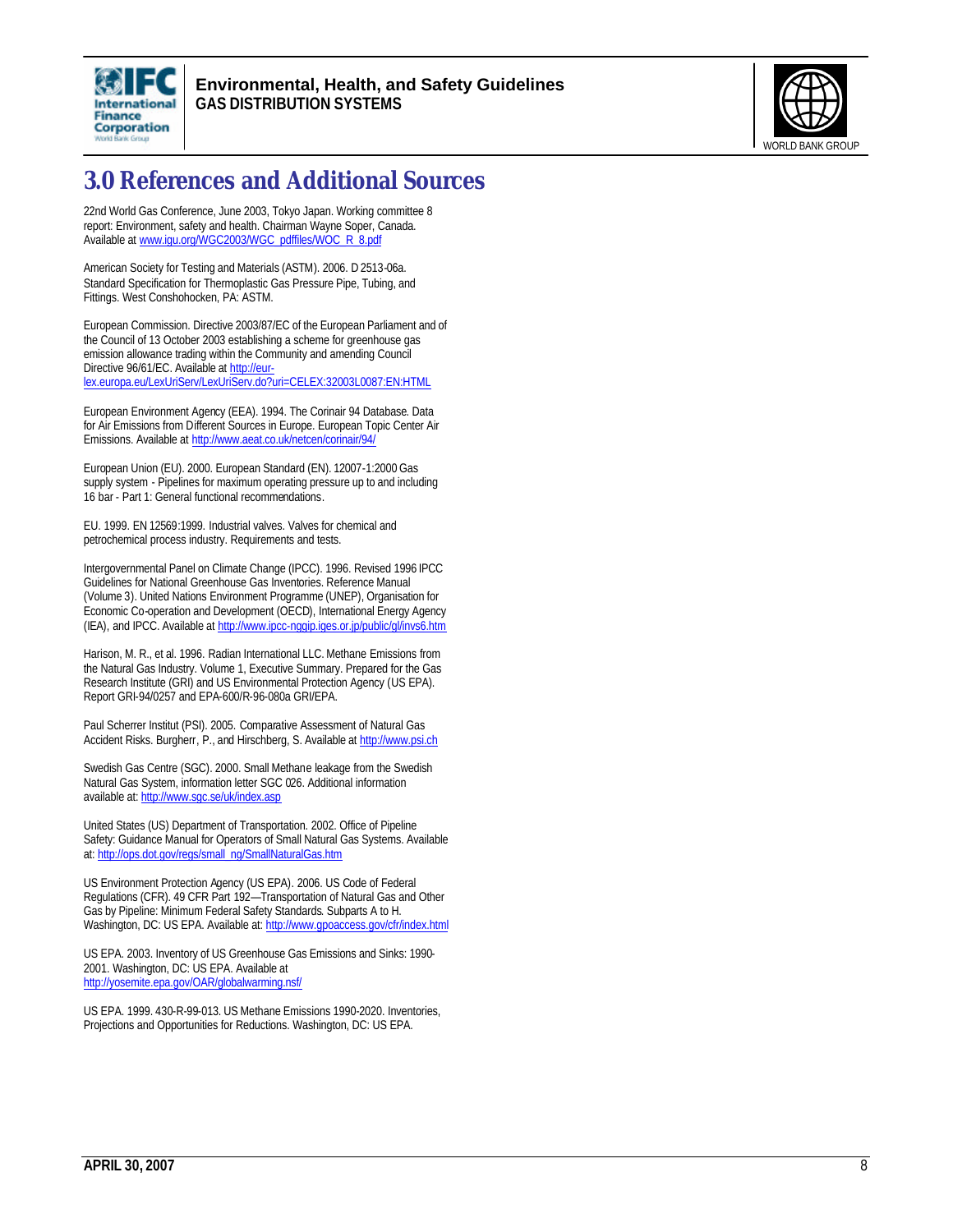# 3.0 References and Additional Sources

22nd World Gas Conference, June 2003, Tokyo Japan. Working committee 8 report: Environment, safety and health. Chairman Wayne Soper, Canada. Available at www.igu.org/WGC2003/WGC_pdffiles/WOC_R_8.pdf

American Society for Testing and Materials (ASTM). 2006. D 2513-06a. Standard Specification for Thermoplastic Gas Pressure Pipe, Tubing, and Fittings. West Conshohocken, PA: ASTM.

European Commission. Directive 2003/87/EC of the European Parliament and of the Council of 13 October 2003 establishing a scheme for greenhouse gas emission allowance trading within the Community and amending Council Directive 96/61/EC. Available at http://eur-lex.europa.eu/LexUriServ/LexUriServ.do?uri=CELEX:32003L0087:EN:HTML

European Environment Agency (EEA). 1994. The Corinair 94 Database. Data for Air Emissions from Different Sources in Europe. European Topic Center Air Emissions. Available at http://www.aeat.co.uk/netcen/corinair/94/

European Union (EU). 2000. European Standard (EN). 12007-1:2000 Gas supply system - Pipelines for maximum operating pressure up to and including 16 bar - Part 1: General functional recommendations.

EU. 1999. EN 12569:1999. Industrial valves. Valves for chemical and petrochemical process industry. Requirements and tests.

Intergovernmental Panel on Climate Change (IPCC). 1996. Revised 1996 IPCC Guidelines for National Greenhouse Gas Inventories. Reference Manual (Volume 3). United Nations Environment Programme (UNEP), Organisation for Economic Co-operation and Development (OECD), International Energy Agency (IEA), and IPCC. Available at http://www.ipcc-nggip.iges.or.jp/public/gl/invs6.htm

Harison, M. R., et al. 1996. Radian International LLC. Methane Emissions from the Natural Gas Industry. Volume 1, Executive Summary. Prepared for the Gas Research Institute (GRI) and US Environmental Protection Agency (US EPA). Report GRI-94/0257 and EPA-600/R-96-080a GRI/EPA.

Paul Scherrer Institut (PSI). 2005. Comparative Assessment of Natural Gas Accident Risks. Burgherr, P., and Hirschberg, S. Available at http://www.psi.ch

Swedish Gas Centre (SGC). 2000. Small Methane leakage from the Swedish Natural Gas System, information letter SGC 026. Additional information available at: http://www.sgc.se/uk/index.asp

United States (US) Department of Transportation. 2002. Office of Pipeline Safety: Guidance Manual for Operators of Small Natural Gas Systems. Available at: http://ops.dot.gov/regs/small_ng/SmallNaturalGas.htm

US Environment Protection Agency (US EPA). 2006. US Code of Federal Regulations (CFR). 49 CFR Part 192—Transportation of Natural Gas and Other Gas by Pipeline: Minimum Federal Safety Standards. Subparts A to H. Washington, DC: US EPA. Available at: http://www.gpoaccess.gov/cfr/index.html

US EPA. 2003. Inventory of US Greenhouse Gas Emissions and Sinks: 1990-2001. Washington, DC: US EPA. Available at http://yosemite.epa.gov/OAR/globalwarming.nsf/

US EPA. 1999. 430-R-99-013. US Methane Emissions 1990-2020. Inventories, Projections and Opportunities for Reductions. Washington, DC: US EPA.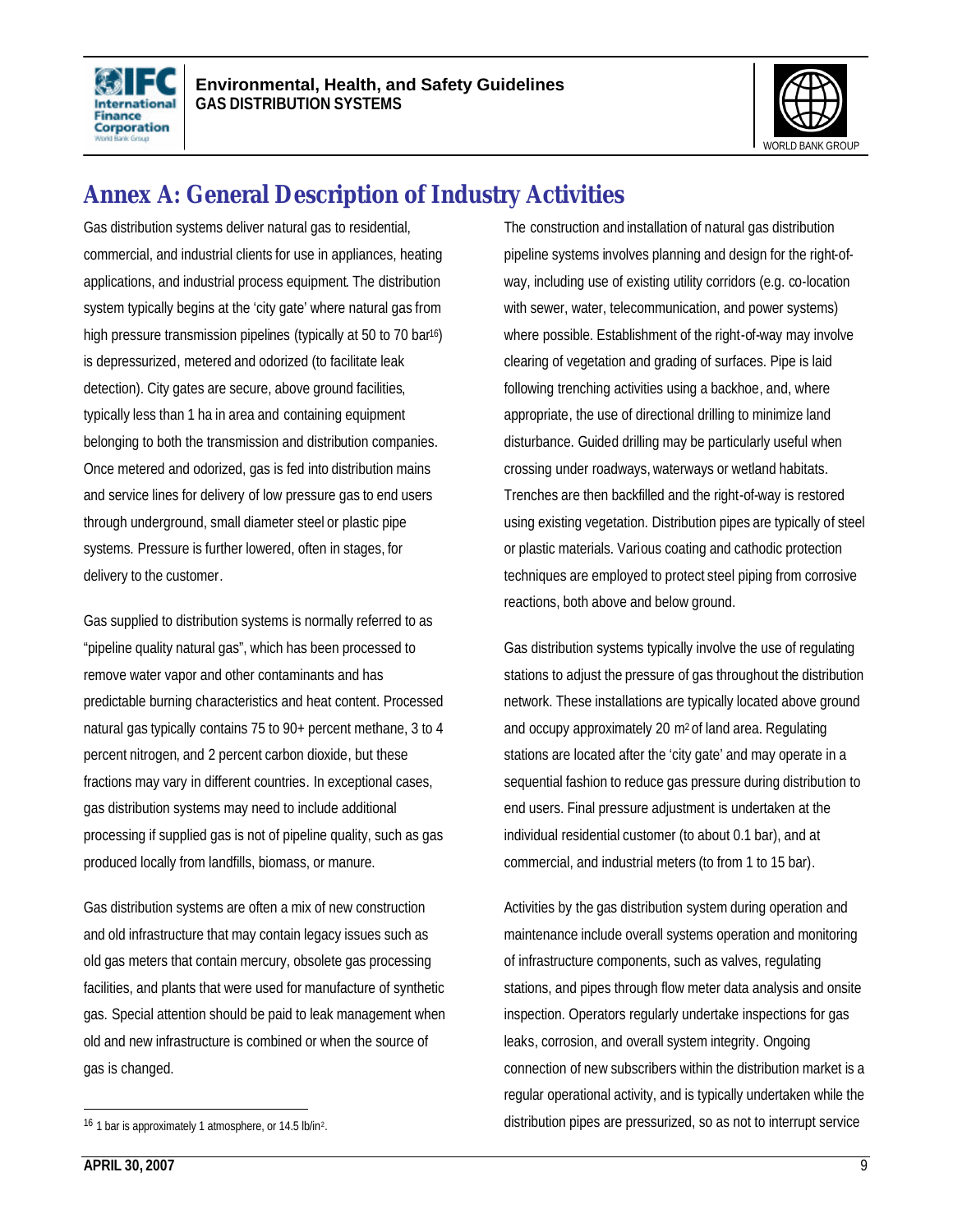## Annex A: General Description of Industry Activities

Gas distribution systems deliver natural gas to residential, commercial, and industrial clients for use in appliances, heating applications, and industrial process equipment. The distribution system typically begins at the 'city gate' where natural gas from high pressure transmission pipelines (typically at 50 to 70 bar[16]) is depressurized, metered and odorized (to facilitate leak detection). City gates are secure, above ground facilities, typically less than 1 ha in area and containing equipment belonging to both the transmission and distribution companies. Once metered and odorized, gas is fed into distribution mains and service lines for delivery of low pressure gas to end users through underground, small diameter steel or plastic pipe systems. Pressure is further lowered, often in stages, for delivery to the customer.

Gas supplied to distribution systems is normally referred to as "pipeline quality natural gas", which has been processed to remove water vapor and other contaminants and has predictable burning characteristics and heat content. Processed natural gas typically contains 75 to 90+ percent methane, 3 to 4 percent nitrogen, and 2 percent carbon dioxide, but these fractions may vary in different countries. In exceptional cases, gas distribution systems may need to include additional processing if supplied gas is not of pipeline quality, such as gas produced locally from landfills, biomass, or manure.

Gas distribution systems are often a mix of new construction and old infrastructure that may contain legacy issues such as old gas meters that contain mercury, obsolete gas processing facilities, and plants that were used for manufacture of synthetic gas. Special attention should be paid to leak management when old and new infrastructure is combined or when the source of gas is changed.

The construction and installation of natural gas distribution pipeline systems involves planning and design for the right-of-way, including use of existing utility corridors (e.g. co-location with sewer, water, telecommunication, and power systems) where possible. Establishment of the right-of-way may involve clearing of vegetation and grading of surfaces. Pipe is laid following trenching activities using a backhoe, and, where appropriate, the use of directional drilling to minimize land disturbance. Guided drilling may be particularly useful when crossing under roadways, waterways or wetland habitats. Trenches are then backfilled and the right-of-way is restored using existing vegetation. Distribution pipes are typically of steel or plastic materials. Various coating and cathodic protection techniques are employed to protect steel piping from corrosive reactions, both above and below ground.

Gas distribution systems typically involve the use of regulating stations to adjust the pressure of gas throughout the distribution network. These installations are typically located above ground and occupy approximately 20 $m^2$ of land area. Regulating stations are located after the 'city gate' and may operate in a sequential fashion to reduce gas pressure during distribution to end users. Final pressure adjustment is undertaken at the individual residential customer (to about 0.1 bar), and at commercial, and industrial meters (to from 1 to 15 bar).

Activities by the gas distribution system during operation and maintenance include overall systems operation and monitoring of infrastructure components, such as valves, regulating stations, and pipes through flow meter data analysis and onsite inspection. Operators regularly undertake inspections for gas leaks, corrosion, and overall system integrity. Ongoing connection of new subscribers within the distribution market is a regular operational activity, and is typically undertaken while the distribution pipes are pressurized, so as not to interrupt service

[16] 1 bar is approximately 1 atmosphere, or 14.5 lb/in$^2$.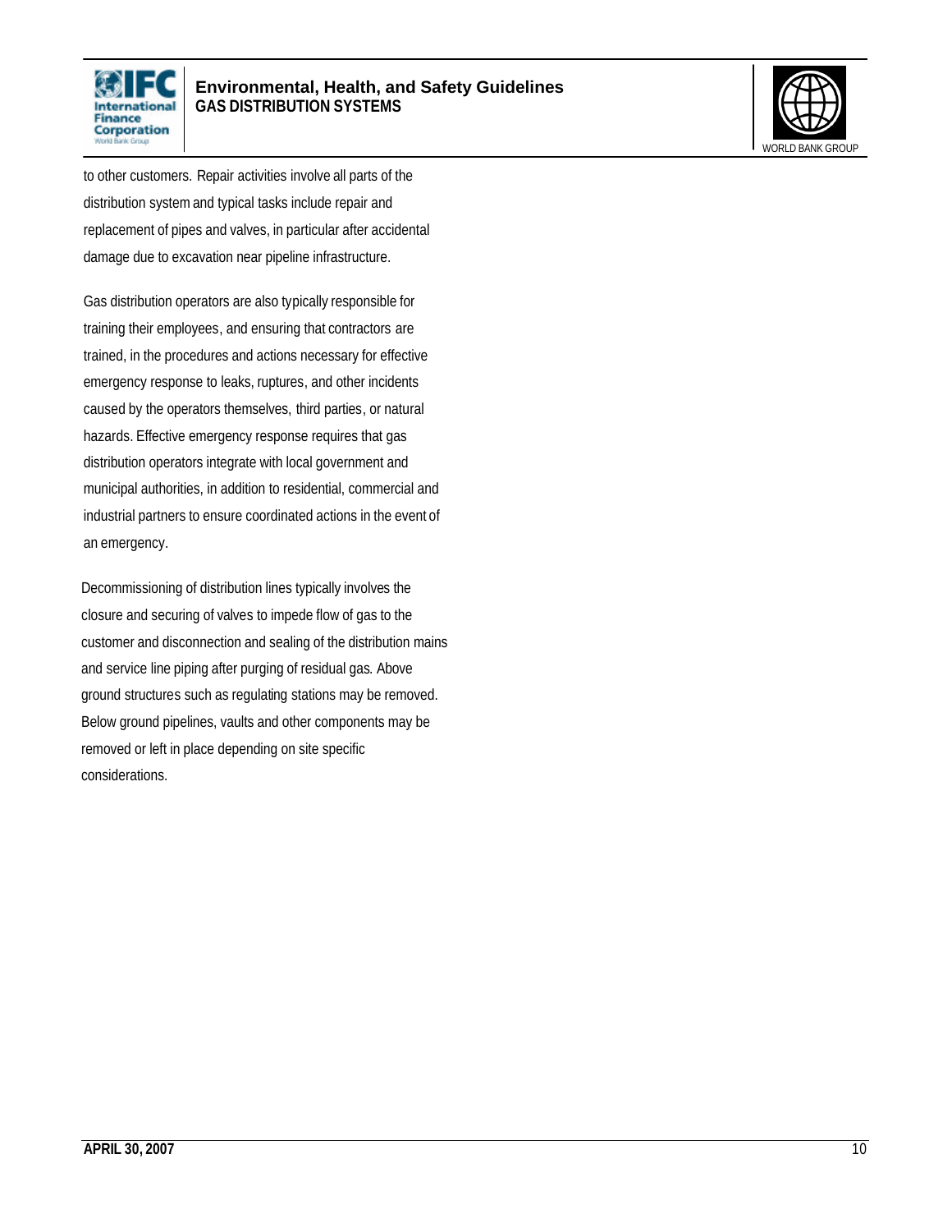to other customers. Repair activities involve all parts of the distribution system and typical tasks include repair and replacement of pipes and valves, in particular after accidental damage due to excavation near pipeline infrastructure.

Gas distribution operators are also typically responsible for training their employees, and ensuring that contractors are trained, in the procedures and actions necessary for effective emergency response to leaks, ruptures, and other incidents caused by the operators themselves, third parties, or natural hazards. Effective emergency response requires that gas distribution operators integrate with local government and municipal authorities, in addition to residential, commercial and industrial partners to ensure coordinated actions in the event of an emergency.

Decommissioning of distribution lines typically involves the closure and securing of valves to impede flow of gas to the customer and disconnection and sealing of the distribution mains and service line piping after purging of residual gas. Above ground structures such as regulating stations may be removed. Below ground pipelines, vaults and other components may be removed or left in place depending on site specific considerations.